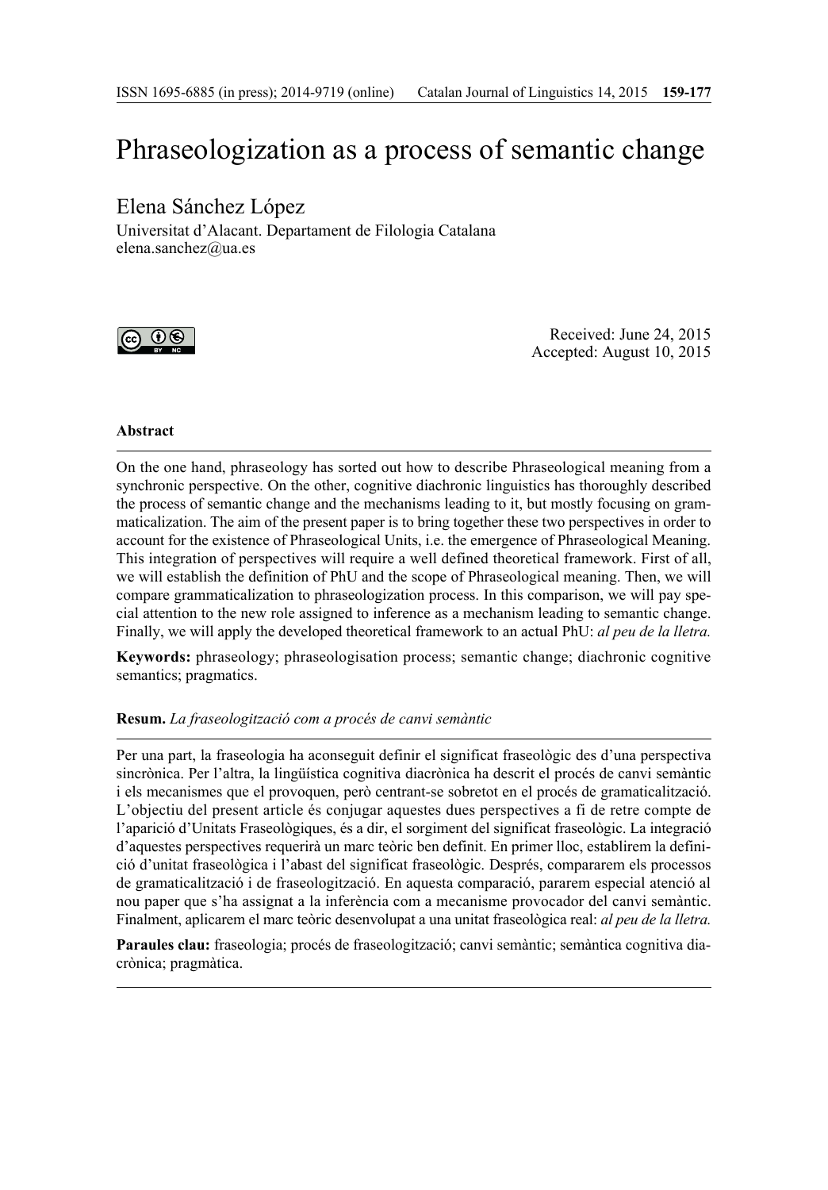# Phraseologization as a process of semantic change

Elena Sánchez López

Universitat d'Alacant. Departament de Filologia Catalana
elena.sanchez@ua.es

Received: June 24, 2015
Accepted: August 10, 2015

### Abstract

On the one hand, phraseology has sorted out how to describe Phraseological meaning from a synchronic perspective. On the other, cognitive diachronic linguistics has thoroughly described the process of semantic change and the mechanisms leading to it, but mostly focusing on grammaticalization. The aim of the present paper is to bring together these two perspectives in order to account for the existence of Phraseological Units, i.e. the emergence of Phraseological Meaning. This integration of perspectives will require a well defined theoretical framework. First of all, we will establish the definition of PhU and the scope of Phraseological meaning. Then, we will compare grammaticalization to phraseologization process. In this comparison, we will pay special attention to the new role assigned to inference as a mechanism leading to semantic change. Finally, we will apply the developed theoretical framework to an actual PhU: *al peu de la lletra.*

**Keywords:** phraseology; phraseologisation process; semantic change; diachronic cognitive semantics; pragmatics.

**Resum.** *La fraseologització com a procés de canvi semàntic*

Per una part, la fraseologia ha aconseguit definir el significat fraseològic des d'una perspectiva sincrònica. Per l'altra, la lingüística cognitiva diacrònica ha descrit el procés de canvi semàntic i els mecanismes que el provoquen, però centrant-se sobretot en el procés de gramaticalització. L'objectiu del present article és conjugar aquestes dues perspectives a fi de retre compte de l'aparició d'Unitats Fraseològiques, és a dir, el sorgiment del significat fraseològic. La integració d'aquestes perspectives requerirà un marc teòric ben definit. En primer lloc, establirem la definició d'unitat fraseològica i l'abast del significat fraseològic. Després, compararem els processos de gramaticalització i de fraseologització. En aquesta comparació, pararem especial atenció al nou paper que s'ha assignat a la inferència com a mecanisme provocador del canvi semàntic. Finalment, aplicarem el marc teòric desenvolupat a una unitat fraseològica real: *al peu de la lletra.*

**Paraules clau:** fraseologia; procés de fraseologització; canvi semàntic; semàntica cognitiva diacrònica; pragmàtica.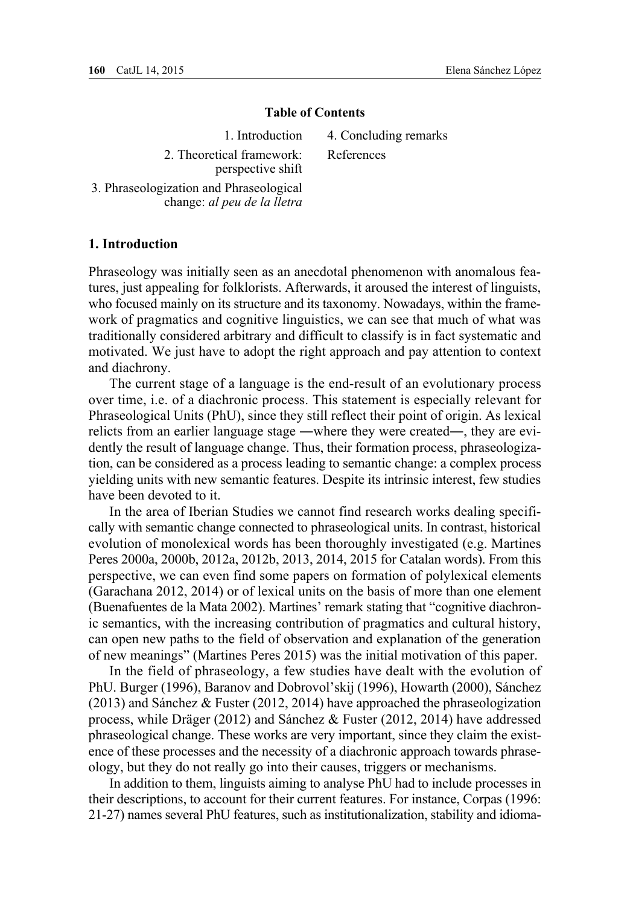**Table of Contents**

1. Introduction
2. Theoretical framework: perspective shift
3. Phraseologization and Phraseological change: *al peu de la lletra*
4. Concluding remarks

References

## 1. Introduction

Phraseology was initially seen as an anecdotal phenomenon with anomalous features, just appealing for folklorists. Afterwards, it aroused the interest of linguists, who focused mainly on its structure and its taxonomy. Nowadays, within the framework of pragmatics and cognitive linguistics, we can see that much of what was traditionally considered arbitrary and difficult to classify is in fact systematic and motivated. We just have to adopt the right approach and pay attention to context and diachrony.

The current stage of a language is the end-result of an evolutionary process over time, i.e. of a diachronic process. This statement is especially relevant for Phraseological Units (PhU), since they still reflect their point of origin. As lexical relicts from an earlier language stage ―where they were created―, they are evidently the result of language change. Thus, their formation process, phraseologization, can be considered as a process leading to semantic change: a complex process yielding units with new semantic features. Despite its intrinsic interest, few studies have been devoted to it.

In the area of Iberian Studies we cannot find research works dealing specifically with semantic change connected to phraseological units. In contrast, historical evolution of monolexical words has been thoroughly investigated (e.g. Martines Peres 2000a, 2000b, 2012a, 2012b, 2013, 2014, 2015 for Catalan words). From this perspective, we can even find some papers on formation of polylexical elements (Garachana 2012, 2014) or of lexical units on the basis of more than one element (Buenafuentes de la Mata 2002). Martines' remark stating that "cognitive diachronic semantics, with the increasing contribution of pragmatics and cultural history, can open new paths to the field of observation and explanation of the generation of new meanings" (Martines Peres 2015) was the initial motivation of this paper.

In the field of phraseology, a few studies have dealt with the evolution of PhU. Burger (1996), Baranov and Dobrovol'skij (1996), Howarth (2000), Sánchez (2013) and Sánchez & Fuster (2012, 2014) have approached the phraseologization process, while Dräger (2012) and Sánchez & Fuster (2012, 2014) have addressed phraseological change. These works are very important, since they claim the existence of these processes and the necessity of a diachronic approach towards phraseology, but they do not really go into their causes, triggers or mechanisms.

In addition to them, linguists aiming to analyse PhU had to include processes in their descriptions, to account for their current features. For instance, Corpas (1996: 21-27) names several PhU features, such as institutionalization, stability and idioma-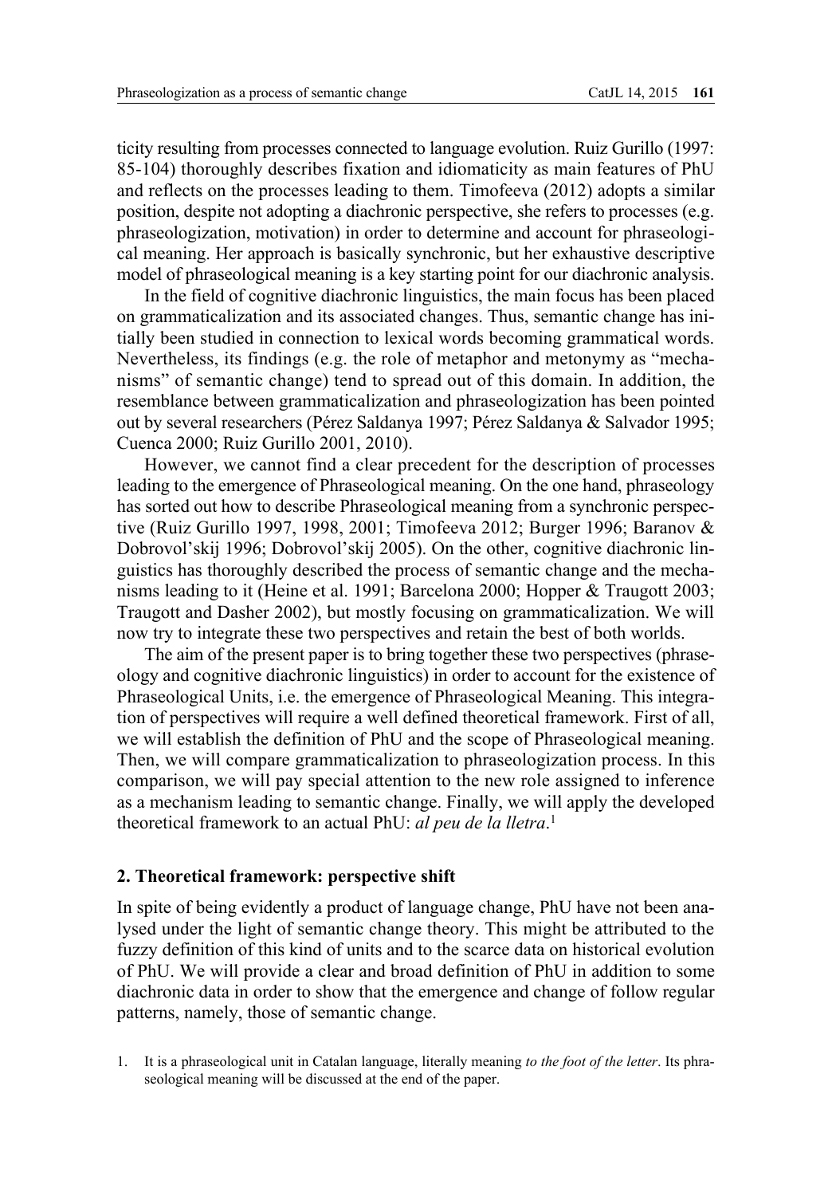ticity resulting from processes connected to language evolution. Ruiz Gurillo (1997: 85-104) thoroughly describes fixation and idiomaticity as main features of PhU and reflects on the processes leading to them. Timofeeva (2012) adopts a similar position, despite not adopting a diachronic perspective, she refers to processes (e.g. phraseologization, motivation) in order to determine and account for phraseological meaning. Her approach is basically synchronic, but her exhaustive descriptive model of phraseological meaning is a key starting point for our diachronic analysis.

In the field of cognitive diachronic linguistics, the main focus has been placed on grammaticalization and its associated changes. Thus, semantic change has initially been studied in connection to lexical words becoming grammatical words. Nevertheless, its findings (e.g. the role of metaphor and metonymy as "mechanisms" of semantic change) tend to spread out of this domain. In addition, the resemblance between grammaticalization and phraseologization has been pointed out by several researchers (Pérez Saldanya 1997; Pérez Saldanya & Salvador 1995; Cuenca 2000; Ruiz Gurillo 2001, 2010).

However, we cannot find a clear precedent for the description of processes leading to the emergence of Phraseological meaning. On the one hand, phraseology has sorted out how to describe Phraseological meaning from a synchronic perspective (Ruiz Gurillo 1997, 1998, 2001; Timofeeva 2012; Burger 1996; Baranov & Dobrovol'skij 1996; Dobrovol'skij 2005). On the other, cognitive diachronic linguistics has thoroughly described the process of semantic change and the mechanisms leading to it (Heine et al. 1991; Barcelona 2000; Hopper & Traugott 2003; Traugott and Dasher 2002), but mostly focusing on grammaticalization. We will now try to integrate these two perspectives and retain the best of both worlds.

The aim of the present paper is to bring together these two perspectives (phraseology and cognitive diachronic linguistics) in order to account for the existence of Phraseological Units, i.e. the emergence of Phraseological Meaning. This integration of perspectives will require a well defined theoretical framework. First of all, we will establish the definition of PhU and the scope of Phraseological meaning. Then, we will compare grammaticalization to phraseologization process. In this comparison, we will pay special attention to the new role assigned to inference as a mechanism leading to semantic change. Finally, we will apply the developed theoretical framework to an actual PhU: *al peu de la lletra*.[1]

## 2. Theoretical framework: perspective shift

In spite of being evidently a product of language change, PhU have not been analysed under the light of semantic change theory. This might be attributed to the fuzzy definition of this kind of units and to the scarce data on historical evolution of PhU. We will provide a clear and broad definition of PhU in addition to some diachronic data in order to show that the emergence and change of follow regular patterns, namely, those of semantic change.

1. It is a phraseological unit in Catalan language, literally meaning *to the foot of the letter*. Its phraseological meaning will be discussed at the end of the paper.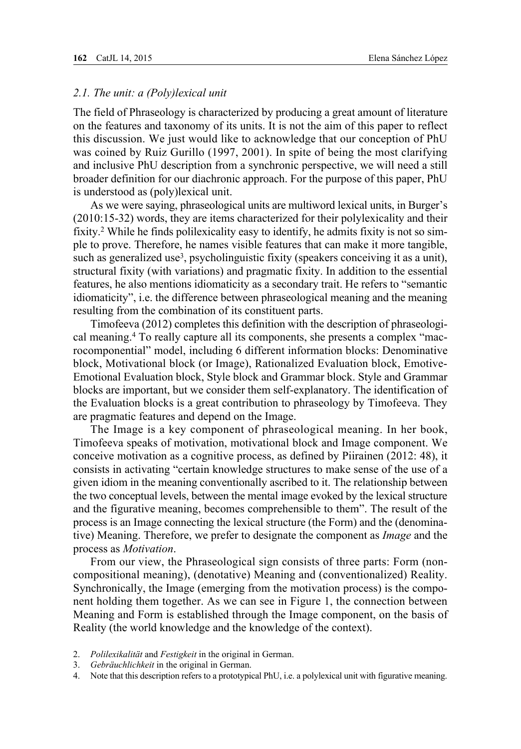### 2.1. The unit: a (Poly)lexical unit

The field of Phraseology is characterized by producing a great amount of literature on the features and taxonomy of its units. It is not the aim of this paper to reflect this discussion. We just would like to acknowledge that our conception of PhU was coined by Ruiz Gurillo (1997, 2001). In spite of being the most clarifying and inclusive PhU description from a synchronic perspective, we will need a still broader definition for our diachronic approach. For the purpose of this paper, PhU is understood as (poly)lexical unit.

As we were saying, phraseological units are multiword lexical units, in Burger's (2010:15-32) words, they are items characterized for their polylexicality and their fixity.[2] While he finds polilexicality easy to identify, he admits fixity is not so simple to prove. Therefore, he names visible features that can make it more tangible, such as generalized use[3], psycholinguistic fixity (speakers conceiving it as a unit), structural fixity (with variations) and pragmatic fixity. In addition to the essential features, he also mentions idiomaticity as a secondary trait. He refers to "semantic idiomaticity", i.e. the difference between phraseological meaning and the meaning resulting from the combination of its constituent parts.

Timofeeva (2012) completes this definition with the description of phraseological meaning.[4] To really capture all its components, she presents a complex "macrocomponential" model, including 6 different information blocks: Denominative block, Motivational block (or Image), Rationalized Evaluation block, Emotive-Emotional Evaluation block, Style block and Grammar block. Style and Grammar blocks are important, but we consider them self-explanatory. The identification of the Evaluation blocks is a great contribution to phraseology by Timofeeva. They are pragmatic features and depend on the Image.

The Image is a key component of phraseological meaning. In her book, Timofeeva speaks of motivation, motivational block and Image component. We conceive motivation as a cognitive process, as defined by Piirainen (2012: 48), it consists in activating "certain knowledge structures to make sense of the use of a given idiom in the meaning conventionally ascribed to it. The relationship between the two conceptual levels, between the mental image evoked by the lexical structure and the figurative meaning, becomes comprehensible to them". The result of the process is an Image connecting the lexical structure (the Form) and the (denominative) Meaning. Therefore, we prefer to designate the component as *Image* and the process as *Motivation*.

From our view, the Phraseological sign consists of three parts: Form (non-compositional meaning), (denotative) Meaning and (conventionalized) Reality. Synchronically, the Image (emerging from the motivation process) is the component holding them together. As we can see in Figure 1, the connection between Meaning and Form is established through the Image component, on the basis of Reality (the world knowledge and the knowledge of the context).

2. *Polilexikalität* and *Festigkeit* in the original in German.
3. *Gebräuchlichkeit* in the original in German.
4. Note that this description refers to a prototypical PhU, i.e. a polylexical unit with figurative meaning.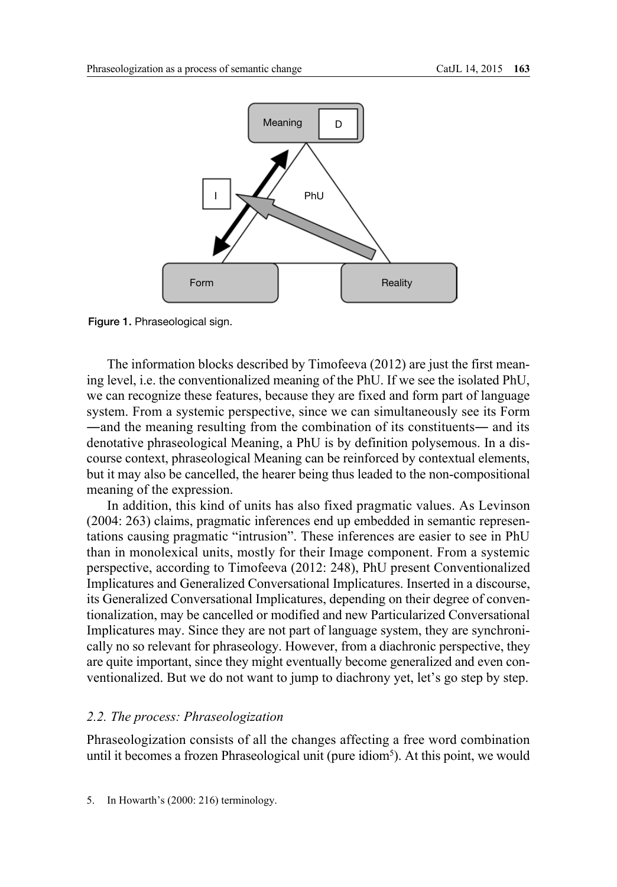Figure 1. Phraseological sign.

The information blocks described by Timofeeva (2012) are just the first meaning level, i.e. the conventionalized meaning of the PhU. If we see the isolated PhU, we can recognize these features, because they are fixed and form part of language system. From a systemic perspective, since we can simultaneously see its Form —and the meaning resulting from the combination of its constituents— and its denotative phraseological Meaning, a PhU is by definition polysemous. In a discourse context, phraseological Meaning can be reinforced by contextual elements, but it may also be cancelled, the hearer being thus leaded to the non-compositional meaning of the expression.

In addition, this kind of units has also fixed pragmatic values. As Levinson (2004: 263) claims, pragmatic inferences end up embedded in semantic representations causing pragmatic "intrusion". These inferences are easier to see in PhU than in monolexical units, mostly for their Image component. From a systemic perspective, according to Timofeeva (2012: 248), PhU present Conventionalized Implicatures and Generalized Conversational Implicatures. Inserted in a discourse, its Generalized Conversational Implicatures, depending on their degree of conventionalization, may be cancelled or modified and new Particularized Conversational Implicatures may. Since they are not part of language system, they are synchronically no so relevant for phraseology. However, from a diachronic perspective, they are quite important, since they might eventually become generalized and even conventionalized. But we do not want to jump to diachrony yet, let's go step by step.

### *2.2. The process: Phraseologization*

Phraseologization consists of all the changes affecting a free word combination until it becomes a frozen Phraseological unit (pure idiom[5]). At this point, we would

5. In Howarth's (2000: 216) terminology.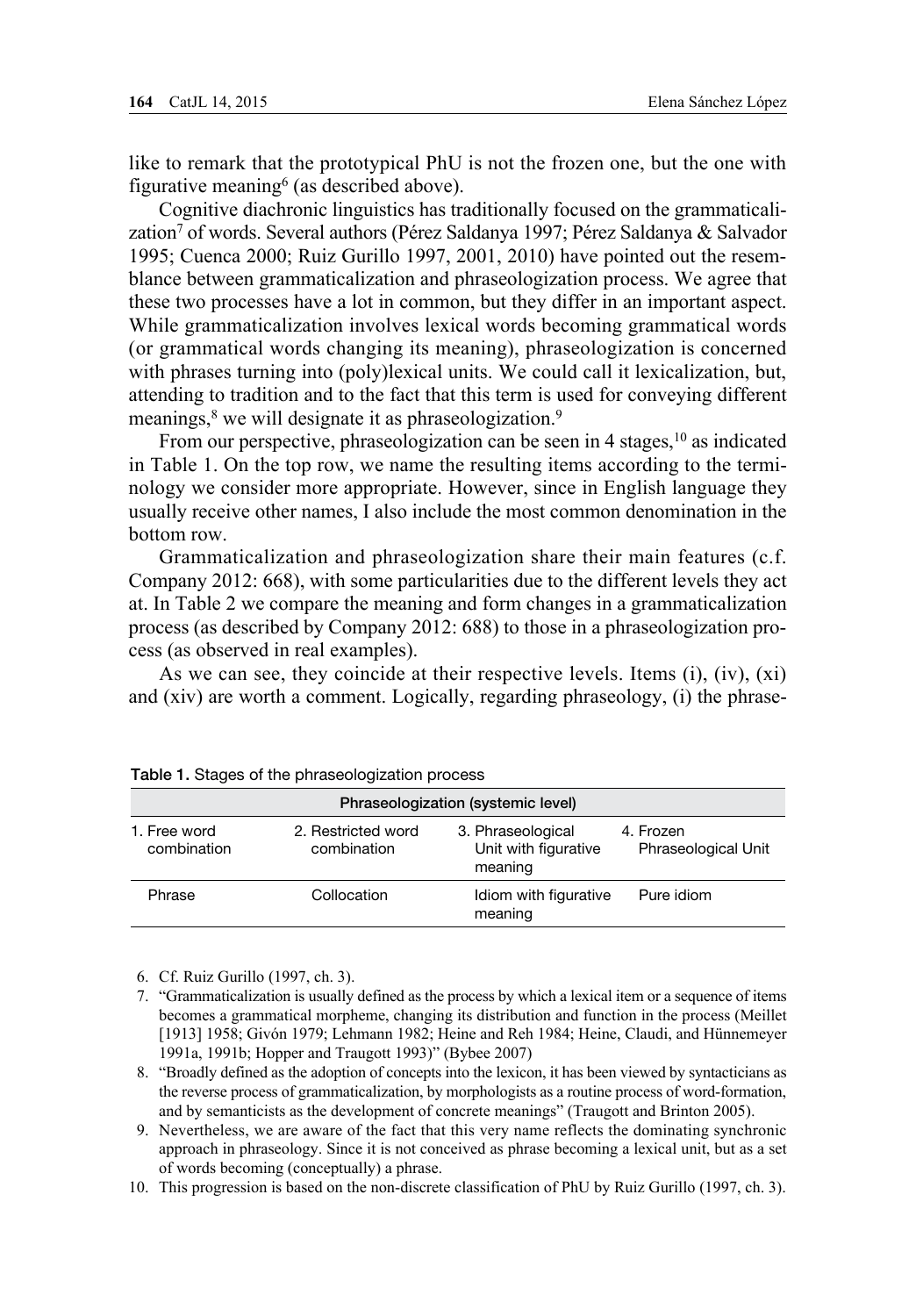like to remark that the prototypical PhU is not the frozen one, but the one with figurative meaning[6] (as described above).

Cognitive diachronic linguistics has traditionally focused on the grammaticalization[7] of words. Several authors (Pérez Saldanya 1997; Pérez Saldanya & Salvador 1995; Cuenca 2000; Ruiz Gurillo 1997, 2001, 2010) have pointed out the resemblance between grammaticalization and phraseologization process. We agree that these two processes have a lot in common, but they differ in an important aspect. While grammaticalization involves lexical words becoming grammatical words (or grammatical words changing its meaning), phraseologization is concerned with phrases turning into (poly)lexical units. We could call it lexicalization, but, attending to tradition and to the fact that this term is used for conveying different meanings,[8] we will designate it as phraseologization.[9]

From our perspective, phraseologization can be seen in 4 stages,[10] as indicated in Table 1. On the top row, we name the resulting items according to the terminology we consider more appropriate. However, since in English language they usually receive other names, I also include the most common denomination in the bottom row.

Grammaticalization and phraseologization share their main features (c.f. Company 2012: 668), with some particularities due to the different levels they act at. In Table 2 we compare the meaning and form changes in a grammaticalization process (as described by Company 2012: 688) to those in a phraseologization process (as observed in real examples).

As we can see, they coincide at their respective levels. Items (i), (iv), (xi) and (xiv) are worth a comment. Logically, regarding phraseology, (i) the phrase-

**Table 1.** Stages of the phraseologization process

| Phraseologization (systemic level) | | | |
|---|---|---|---|
| 1. Free word combination | 2. Restricted word combination | 3. Phraseological Unit with figurative meaning | 4. Frozen Phraseological Unit |
| Phrase | Collocation | Idiom with figurative meaning | Pure idiom |

6. Cf. Ruiz Gurillo (1997, ch. 3).
7. "Grammaticalization is usually defined as the process by which a lexical item or a sequence of items becomes a grammatical morpheme, changing its distribution and function in the process (Meillet [1913] 1958; Givón 1979; Lehmann 1982; Heine and Reh 1984; Heine, Claudi, and Hünnemeyer 1991a, 1991b; Hopper and Traugott 1993)" (Bybee 2007)
8. "Broadly defined as the adoption of concepts into the lexicon, it has been viewed by syntacticians as the reverse process of grammaticalization, by morphologists as a routine process of word-formation, and by semanticists as the development of concrete meanings" (Traugott and Brinton 2005).
9. Nevertheless, we are aware of the fact that this very name reflects the dominating synchronic approach in phraseology. Since it is not conceived as phrase becoming a lexical unit, but as a set of words becoming (conceptually) a phrase.
10. This progression is based on the non-discrete classification of PhU by Ruiz Gurillo (1997, ch. 3).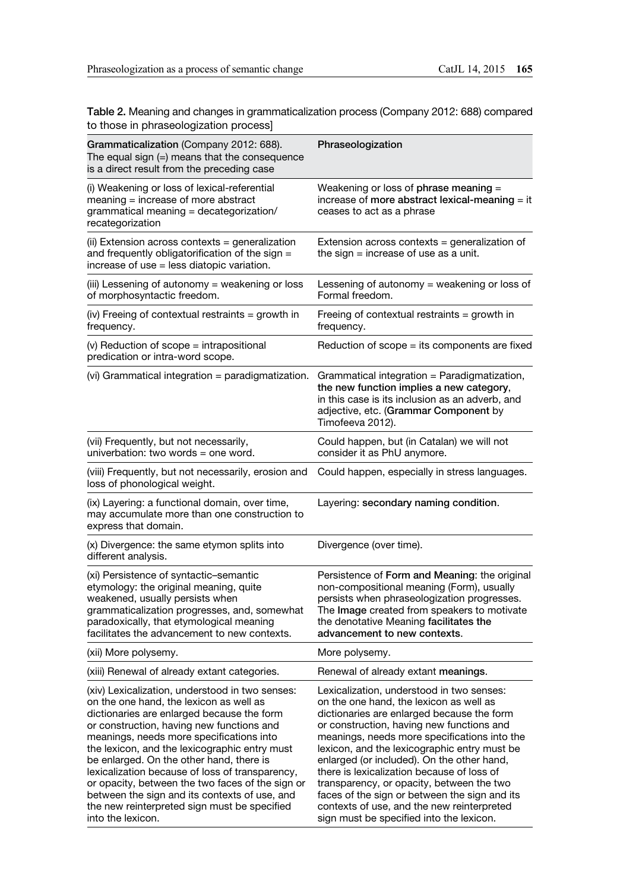**Table 2.** Meaning and changes in grammaticalization process (Company 2012: 688) compared to those in phraseologization process]

| Grammaticalization (Company 2012: 688). The equal sign (=) means that the consequence is a direct result from the preceding case | Phraseologization |
|---|---|
| (i) Weakening or loss of lexical-referential meaning = increase of more abstract grammatical meaning = decategorization/recategorization | Weakening or loss of **phrase meaning** = increase of **more abstract lexical-meaning** = it ceases to act as a phrase |
| (ii) Extension across contexts = generalization and frequently obligatorification of the sign = increase of use = less diatopic variation. | Extension across contexts = generalization of the sign = increase of use as a unit. |
| (iii) Lessening of autonomy = weakening or loss of morphosyntactic freedom. | Lessening of autonomy = weakening or loss of Formal freedom. |
| (iv) Freeing of contextual restraints = growth in frequency. | Freeing of contextual restraints = growth in frequency. |
| (v) Reduction of scope = intrapositional predication or intra-word scope. | Reduction of scope = its components are fixed |
| (vi) Grammatical integration = paradigmatization. | Grammatical integration = Paradigmatization, **the new function implies a new category**, in this case is its inclusion as an adverb, and adjective, etc. (**Grammar Component** by Timofeeva 2012). |
| (vii) Frequently, but not necessarily, univerbation: two words = one word. | Could happen, but (in Catalan) we will not consider it as PhU anymore. |
| (viii) Frequently, but not necessarily, erosion and loss of phonological weight. | Could happen, especially in stress languages. |
| (ix) Layering: a functional domain, over time, may accumulate more than one construction to express that domain. | Layering: **secondary naming condition**. |
| (x) Divergence: the same etymon splits into different analysis. | Divergence (over time). |
| (xi) Persistence of syntactic–semantic etymology: the original meaning, quite weakened, usually persists when grammaticalization progresses, and, somewhat paradoxically, that etymological meaning facilitates the advancement to new contexts. | Persistence of **Form and Meaning**: the original non-compositional meaning (Form), usually persists when phraseologization progresses. The **Image** created from speakers to motivate the denotative Meaning **facilitates the advancement to new contexts**. |
| (xii) More polysemy. | More polysemy. |
| (xiii) Renewal of already extant categories. | Renewal of already extant **meanings**. |
| (xiv) Lexicalization, understood in two senses: on the one hand, the lexicon as well as dictionaries are enlarged because the form or construction, having new functions and meanings, needs more specifications into the lexicon, and the lexicographic entry must be enlarged. On the other hand, there is lexicalization because of loss of transparency, or opacity, between the two faces of the sign or between the sign and its contexts of use, and the new reinterpreted sign must be specified into the lexicon. | Lexicalization, understood in two senses: on the one hand, the lexicon as well as dictionaries are enlarged because the form or construction, having new functions and meanings, needs more specifications into the lexicon, and the lexicographic entry must be enlarged (or included). On the other hand, there is lexicalization because of loss of transparency, or opacity, between the two faces of the sign or between the sign and its contexts of use, and the new reinterpreted sign must be specified into the lexicon. |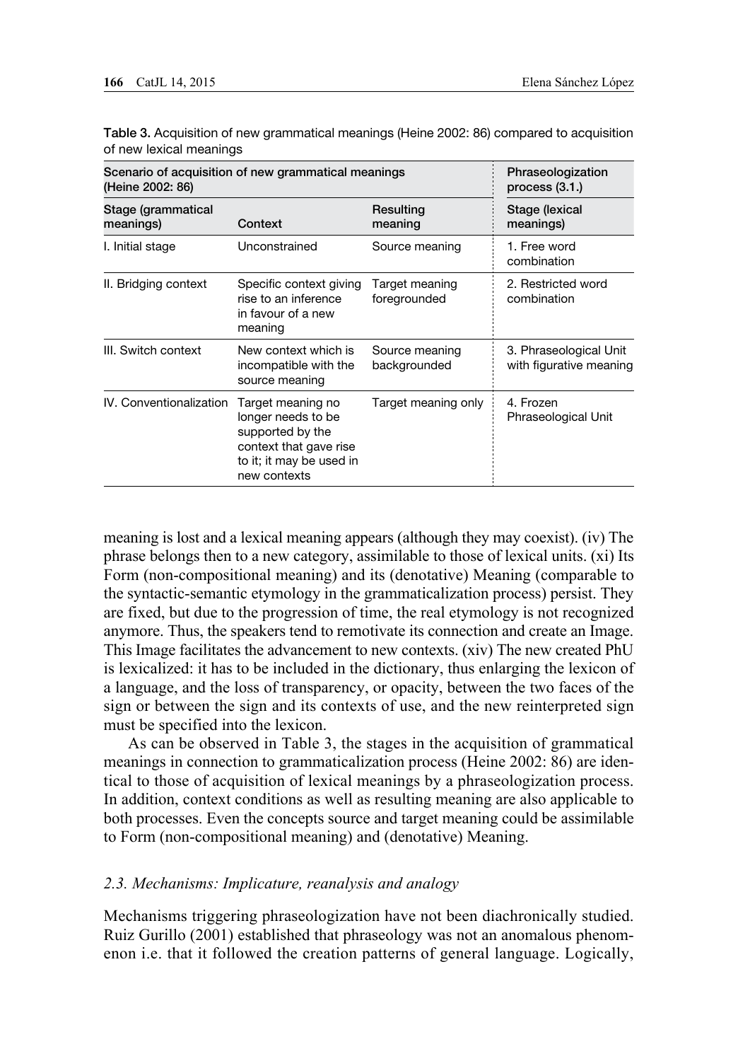Table 3. Acquisition of new grammatical meanings (Heine 2002: 86) compared to acquisition of new lexical meanings

| Scenario of acquisition of new grammatical meanings (Heine 2002: 86) | | | Phraseologization process (3.1.) |
|---|---|---|---|
| Stage (grammatical meanings) | Context | Resulting meaning | Stage (lexical meanings) |
| I. Initial stage | Unconstrained | Source meaning | 1. Free word combination |
| II. Bridging context | Specific context giving rise to an inference in favour of a new meaning | Target meaning foregrounded | 2. Restricted word combination |
| III. Switch context | New context which is incompatible with the source meaning | Source meaning backgrounded | 3. Phraseological Unit with figurative meaning |
| IV. Conventionalization | Target meaning no longer needs to be supported by the context that gave rise to it; it may be used in new contexts | Target meaning only | 4. Frozen Phraseological Unit |

meaning is lost and a lexical meaning appears (although they may coexist). (iv) The phrase belongs then to a new category, assimilable to those of lexical units. (xi) Its Form (non-compositional meaning) and its (denotative) Meaning (comparable to the syntactic-semantic etymology in the grammaticalization process) persist. They are fixed, but due to the progression of time, the real etymology is not recognized anymore. Thus, the speakers tend to remotivate its connection and create an Image. This Image facilitates the advancement to new contexts. (xiv) The new created PhU is lexicalized: it has to be included in the dictionary, thus enlarging the lexicon of a language, and the loss of transparency, or opacity, between the two faces of the sign or between the sign and its contexts of use, and the new reinterpreted sign must be specified into the lexicon.

As can be observed in Table 3, the stages in the acquisition of grammatical meanings in connection to grammaticalization process (Heine 2002: 86) are identical to those of acquisition of lexical meanings by a phraseologization process. In addition, context conditions as well as resulting meaning are also applicable to both processes. Even the concepts source and target meaning could be assimilable to Form (non-compositional meaning) and (denotative) Meaning.

### *2.3. Mechanisms: Implicature, reanalysis and analogy*

Mechanisms triggering phraseologization have not been diachronically studied. Ruiz Gurillo (2001) established that phraseology was not an anomalous phenomenon i.e. that it followed the creation patterns of general language. Logically,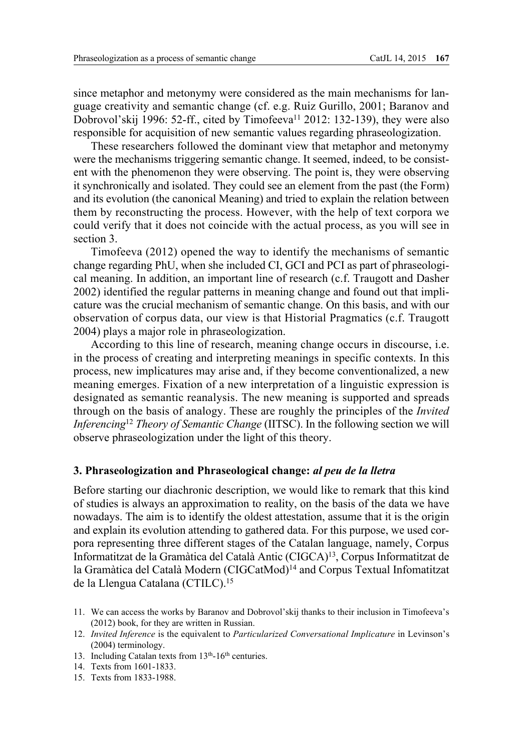since metaphor and metonymy were considered as the main mechanisms for language creativity and semantic change (cf. e.g. Ruiz Gurillo, 2001; Baranov and Dobrovol'skij 1996: 52-ff., cited by Timofeeva[11] 2012: 132-139), they were also responsible for acquisition of new semantic values regarding phraseologization.

These researchers followed the dominant view that metaphor and metonymy were the mechanisms triggering semantic change. It seemed, indeed, to be consistent with the phenomenon they were observing. The point is, they were observing it synchronically and isolated. They could see an element from the past (the Form) and its evolution (the canonical Meaning) and tried to explain the relation between them by reconstructing the process. However, with the help of text corpora we could verify that it does not coincide with the actual process, as you will see in section 3.

Timofeeva (2012) opened the way to identify the mechanisms of semantic change regarding PhU, when she included CI, GCI and PCI as part of phraseological meaning. In addition, an important line of research (c.f. Traugott and Dasher 2002) identified the regular patterns in meaning change and found out that implicature was the crucial mechanism of semantic change. On this basis, and with our observation of corpus data, our view is that Historial Pragmatics (c.f. Traugott 2004) plays a major role in phraseologization.

According to this line of research, meaning change occurs in discourse, i.e. in the process of creating and interpreting meanings in specific contexts. In this process, new implicatures may arise and, if they become conventionalized, a new meaning emerges. Fixation of a new interpretation of a linguistic expression is designated as semantic reanalysis. The new meaning is supported and spreads through on the basis of analogy. These are roughly the principles of the *Invited Inferencing*[12] *Theory of Semantic Change* (IITSC). In the following section we will observe phraseologization under the light of this theory.

## 3. Phraseologization and Phraseological change: *al peu de la lletra*

Before starting our diachronic description, we would like to remark that this kind of studies is always an approximation to reality, on the basis of the data we have nowadays. The aim is to identify the oldest attestation, assume that it is the origin and explain its evolution attending to gathered data. For this purpose, we used corpora representing three different stages of the Catalan language, namely, Corpus Informatitzat de la Gramàtica del Català Antic (CIGCA)[13], Corpus Informatitzat de la Gramàtica del Català Modern (CIGCatMod)[14] and Corpus Textual Infomatitzat de la Llengua Catalana (CTILC).[15]

11. We can access the works by Baranov and Dobrovol'skij thanks to their inclusion in Timofeeva's (2012) book, for they are written in Russian.
12. *Invited Inference* is the equivalent to *Particularized Conversational Implicature* in Levinson's (2004) terminology.
13. Including Catalan texts from 13th-16th centuries.
14. Texts from 1601-1833.
15. Texts from 1833-1988.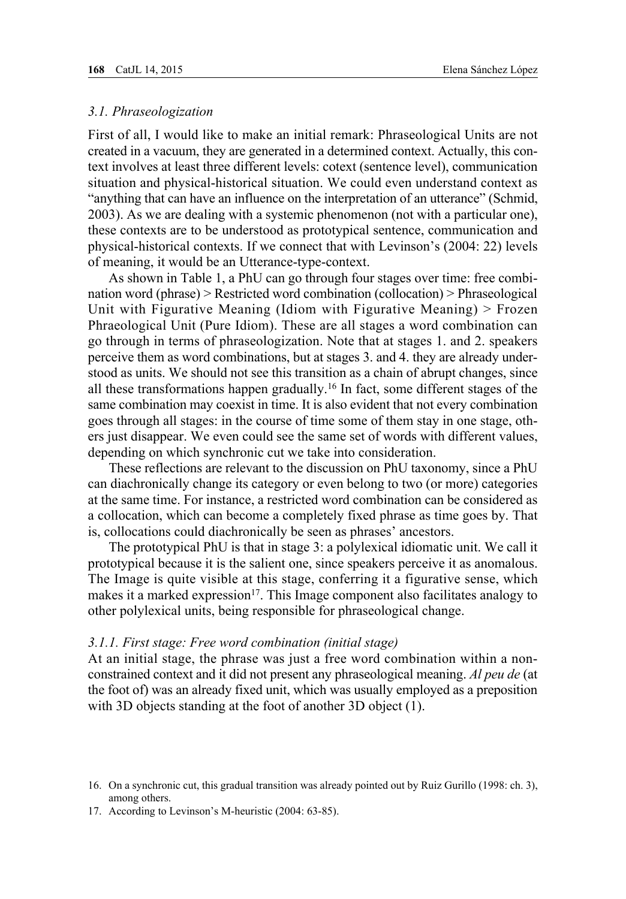### 3.1. Phraseologization

First of all, I would like to make an initial remark: Phraseological Units are not created in a vacuum, they are generated in a determined context. Actually, this context involves at least three different levels: cotext (sentence level), communication situation and physical-historical situation. We could even understand context as "anything that can have an influence on the interpretation of an utterance" (Schmid, 2003). As we are dealing with a systemic phenomenon (not with a particular one), these contexts are to be understood as prototypical sentence, communication and physical-historical contexts. If we connect that with Levinson's (2004: 22) levels of meaning, it would be an Utterance-type-context.

As shown in Table 1, a PhU can go through four stages over time: free combination word (phrase) > Restricted word combination (collocation) > Phraseological Unit with Figurative Meaning (Idiom with Figurative Meaning) > Frozen Phraeological Unit (Pure Idiom). These are all stages a word combination can go through in terms of phraseologization. Note that at stages 1. and 2. speakers perceive them as word combinations, but at stages 3. and 4. they are already understood as units. We should not see this transition as a chain of abrupt changes, since all these transformations happen gradually.[16] In fact, some different stages of the same combination may coexist in time. It is also evident that not every combination goes through all stages: in the course of time some of them stay in one stage, others just disappear. We even could see the same set of words with different values, depending on which synchronic cut we take into consideration.

These reflections are relevant to the discussion on PhU taxonomy, since a PhU can diachronically change its category or even belong to two (or more) categories at the same time. For instance, a restricted word combination can be considered as a collocation, which can become a completely fixed phrase as time goes by. That is, collocations could diachronically be seen as phrases' ancestors.

The prototypical PhU is that in stage 3: a polylexical idiomatic unit. We call it prototypical because it is the salient one, since speakers perceive it as anomalous. The Image is quite visible at this stage, conferring it a figurative sense, which makes it a marked expression[17]. This Image component also facilitates analogy to other polylexical units, being responsible for phraseological change.

#### 3.1.1. First stage: Free word combination (initial stage)

At an initial stage, the phrase was just a free word combination within a non-constrained context and it did not present any phraseological meaning. *Al peu de* (at the foot of) was an already fixed unit, which was usually employed as a preposition with 3D objects standing at the foot of another 3D object (1).

16. On a synchronic cut, this gradual transition was already pointed out by Ruiz Gurillo (1998: ch. 3), among others.

17. According to Levinson's M-heuristic (2004: 63-85).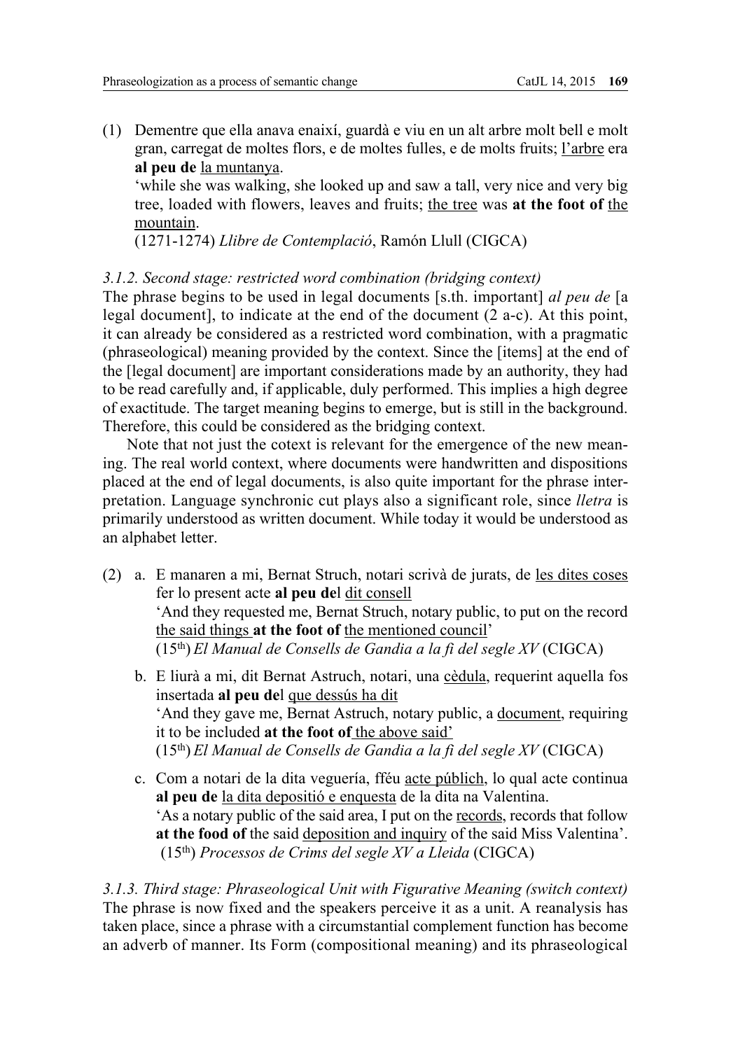(1) Dementre que ella anava enaixí, guardà e viu en un alt arbre molt bell e molt gran, carregat de moltes flors, e de moltes fulles, e de molts fruits; <u>l'arbre</u> era **al peu de** <u>la muntanya</u>.
'while she was walking, she looked up and saw a tall, very nice and very big tree, loaded with flowers, leaves and fruits; <u>the tree</u> was **at the foot of** <u>the mountain</u>.
(1271-1274) *Llibre de Contemplació*, Ramón Llull (CIGCA)

*3.1.2. Second stage: restricted word combination (bridging context)*
The phrase begins to be used in legal documents [s.th. important] *al peu de* [a legal document], to indicate at the end of the document (2 a-c). At this point, it can already be considered as a restricted word combination, with a pragmatic (phraseological) meaning provided by the context. Since the [items] at the end of the [legal document] are important considerations made by an authority, they had to be read carefully and, if applicable, duly performed. This implies a high degree of exactitude. The target meaning begins to emerge, but is still in the background. Therefore, this could be considered as the bridging context.

Note that not just the cotext is relevant for the emergence of the new meaning. The real world context, where documents were handwritten and dispositions placed at the end of legal documents, is also quite important for the phrase interpretation. Language synchronic cut plays also a significant role, since *lletra* is primarily understood as written document. While today it would be understood as an alphabet letter.

(2) a. E manaren a mi, Bernat Struch, notari scrivà de jurats, de <u>les dites coses</u> fer lo present acte **al peu de**l <u>dit consell</u>
'And they requested me, Bernat Struch, notary public, to put on the record <u>the said things</u> **at the foot of** <u>the mentioned council</u>'
(15th) *El Manual de Consells de Gandia a la fi del segle XV* (CIGCA)

b. E liurà a mi, dit Bernat Astruch, notari, una <u>cèdula</u>, requerint aquella fos insertada **al peu de**l <u>que dessús ha dit</u>
'And they gave me, Bernat Astruch, notary public, a <u>document</u>, requiring it to be included **at the foot of** <u>the above said'</u>
(15th) *El Manual de Consells de Gandia a la fi del segle XV* (CIGCA)

c. Com a notari de la dita veguería, fféu <u>acte públich</u>, lo qual acte continua **al peu de** <u>la dita depositió e enquesta</u> de la dita na Valentina.
'As a notary public of the said area, I put on the <u>records</u>, records that follow **at the food of** the said <u>deposition and inquiry</u> of the said Miss Valentina'.
(15th) *Processos de Crims del segle XV a Lleida* (CIGCA)

*3.1.3. Third stage: Phraseological Unit with Figurative Meaning (switch context)*
The phrase is now fixed and the speakers perceive it as a unit. A reanalysis has taken place, since a phrase with a circumstantial complement function has become an adverb of manner. Its Form (compositional meaning) and its phraseological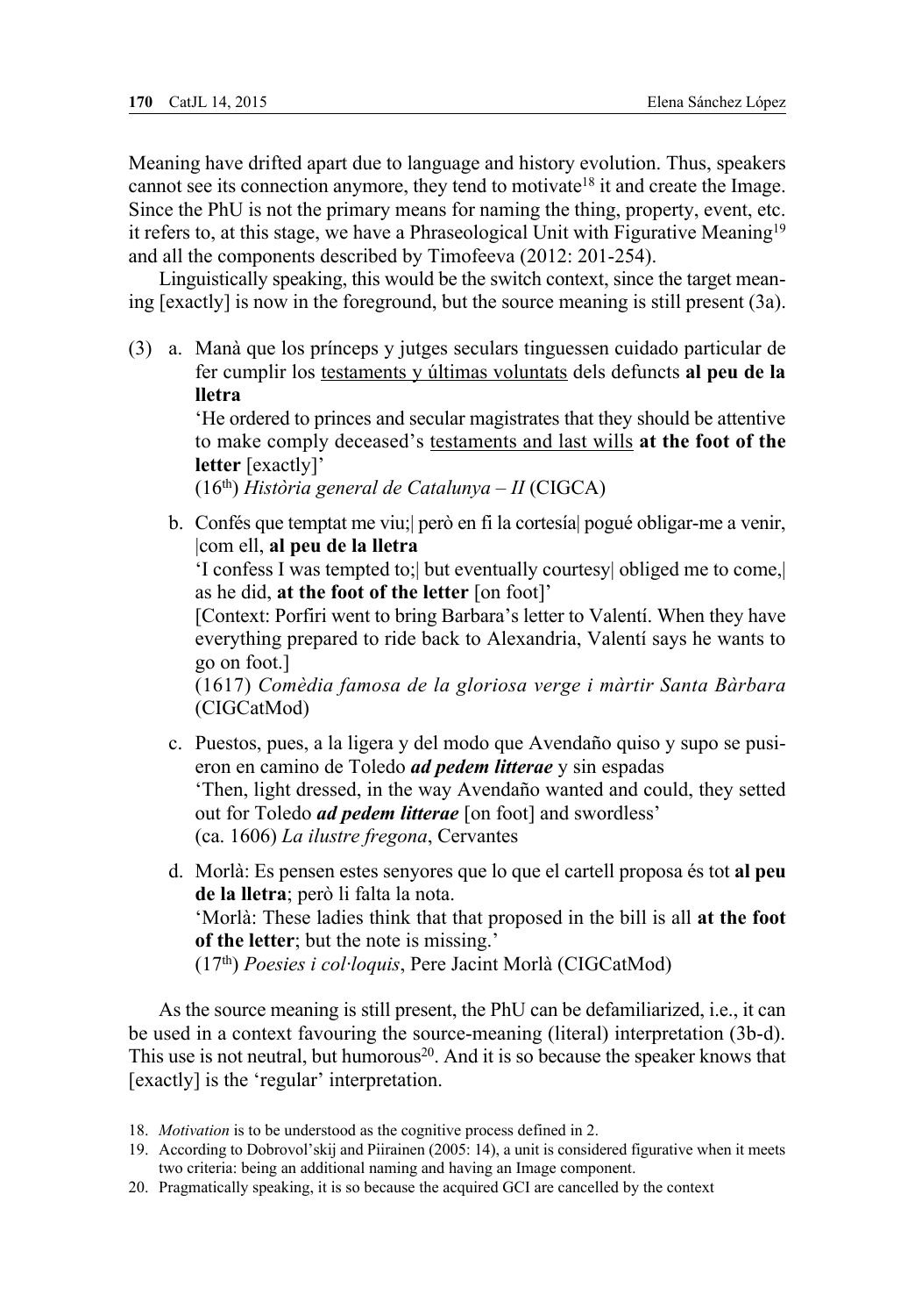Meaning have drifted apart due to language and history evolution. Thus, speakers cannot see its connection anymore, they tend to motivate[18] it and create the Image. Since the PhU is not the primary means for naming the thing, property, event, etc. it refers to, at this stage, we have a Phraseological Unit with Figurative Meaning[19] and all the components described by Timofeeva (2012: 201-254).

Linguistically speaking, this would be the switch context, since the target meaning [exactly] is now in the foreground, but the source meaning is still present (3a).

(3) a. Manà que los prínceps y jutges seculars tinguessen cuidado particular de fer cumplir los <u>testaments y últimas voluntats</u> dels defuncts **al peu de la lletra**
'He ordered to princes and secular magistrates that they should be attentive to make comply deceased's <u>testaments and last wills</u> **at the foot of the letter** [exactly]'
(16th) *Història general de Catalunya – II* (CIGCA)

b. Confés que temptat me viu;| però en fi la cortesía| pogué obligar-me a venir, |com ell, **al peu de la lletra**
'I confess I was tempted to;| but eventually courtesy| obliged me to come,| as he did, **at the foot of the letter** [on foot]'
[Context: Porfiri went to bring Barbara's letter to Valentí. When they have everything prepared to ride back to Alexandria, Valentí says he wants to go on foot.]
(1617) *Comèdia famosa de la gloriosa verge i màrtir Santa Bàrbara* (CIGCatMod)

c. Puestos, pues, a la ligera y del modo que Avendaño quiso y supo se pusieron en camino de Toledo ***ad pedem litterae*** y sin espadas
'Then, light dressed, in the way Avendaño wanted and could, they setted out for Toledo ***ad pedem litterae*** [on foot] and swordless'
(ca. 1606) *La ilustre fregona*, Cervantes

d. Morlà: Es pensen estes senyores que lo que el cartell proposa és tot **al peu de la lletra**; però li falta la nota.
'Morlà: These ladies think that that proposed in the bill is all **at the foot of the letter**; but the note is missing.'
(17th) *Poesies i col·loquis*, Pere Jacint Morlà (CIGCatMod)

As the source meaning is still present, the PhU can be defamiliarized, i.e., it can be used in a context favouring the source-meaning (literal) interpretation (3b-d). This use is not neutral, but humorous[20]. And it is so because the speaker knows that [exactly] is the 'regular' interpretation.

18. *Motivation* is to be understood as the cognitive process defined in 2.
19. According to Dobrovol'skij and Piirainen (2005: 14), a unit is considered figurative when it meets two criteria: being an additional naming and having an Image component.
20. Pragmatically speaking, it is so because the acquired GCI are cancelled by the context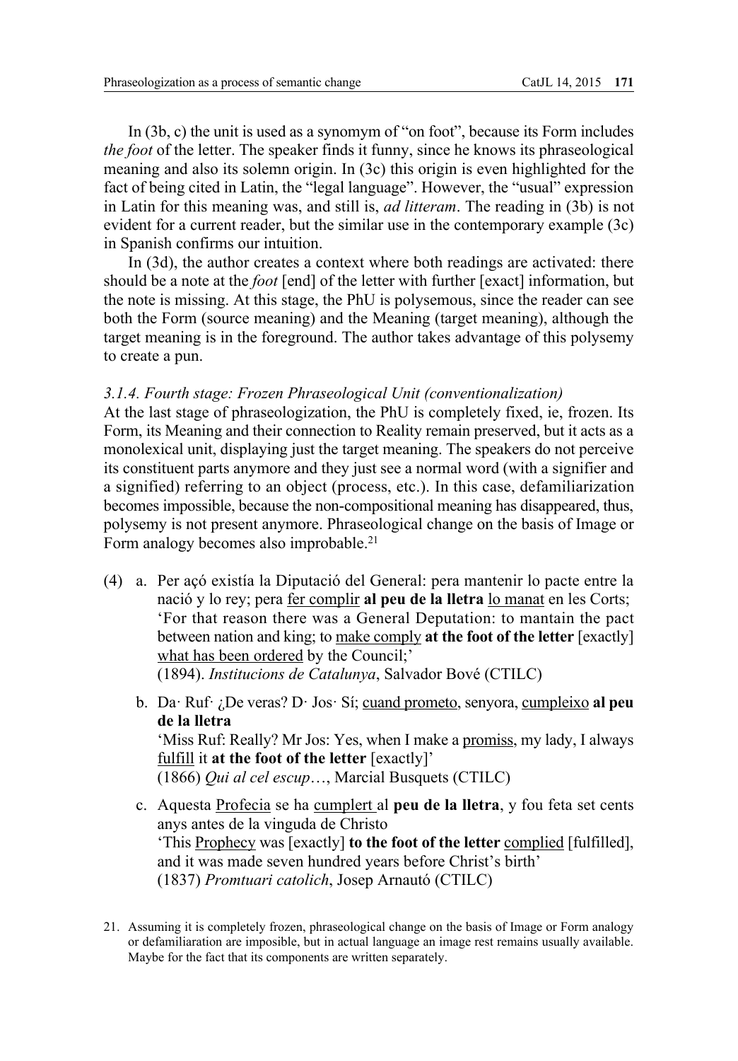In (3b, c) the unit is used as a synomym of "on foot", because its Form includes *the foot* of the letter. The speaker finds it funny, since he knows its phraseological meaning and also its solemn origin. In (3c) this origin is even highlighted for the fact of being cited in Latin, the "legal language". However, the "usual" expression in Latin for this meaning was, and still is, *ad litteram*. The reading in (3b) is not evident for a current reader, but the similar use in the contemporary example (3c) in Spanish confirms our intuition.

In (3d), the author creates a context where both readings are activated: there should be a note at the *foot* [end] of the letter with further [exact] information, but the note is missing. At this stage, the PhU is polysemous, since the reader can see both the Form (source meaning) and the Meaning (target meaning), although the target meaning is in the foreground. The author takes advantage of this polysemy to create a pun.

### *3.1.4. Fourth stage: Frozen Phraseological Unit (conventionalization)*

At the last stage of phraseologization, the PhU is completely fixed, ie, frozen. Its Form, its Meaning and their connection to Reality remain preserved, but it acts as a monolexical unit, displaying just the target meaning. The speakers do not perceive its constituent parts anymore and they just see a normal word (with a signifier and a signified) referring to an object (process, etc.). In this case, defamiliarization becomes impossible, because the non-compositional meaning has disappeared, thus, polysemy is not present anymore. Phraseological change on the basis of Image or Form analogy becomes also improbable.[21]

(4) a. Per açó existía la Diputació del General: pera mantenir lo pacte entre la nació y lo rey; pera <u>fer complir</u> **al peu de la lletra** <u>lo manat</u> en les Corts;
'For that reason there was a General Deputation: to mantain the pact between nation and king; to <u>make comply</u> **at the foot of the letter** [exactly] <u>what has been ordered</u> by the Council;'
(1894). *Institucions de Catalunya*, Salvador Bové (CTILC)

b. Da· Ruf· ¿De veras? D· Jos· Sí; <u>cuand prometo</u>, senyora, <u>cumpleixo</u> **al peu de la lletra**
'Miss Ruf: Really? Mr Jos: Yes, when I make a <u>promiss</u>, my lady, I always <u>fulfill</u> it **at the foot of the letter** [exactly]'
(1866) *Qui al cel escup*…, Marcial Busquets (CTILC)

c. Aquesta <u>Profecia</u> se ha <u>cumplert</u> al **peu de la lletra**, y fou feta set cents anys antes de la vinguda de Christo
'This <u>Prophecy</u> was [exactly] **to the foot of the letter** <u>complied</u> [fulfilled], and it was made seven hundred years before Christ's birth'
(1837) *Promtuari catolich*, Josep Arnautó (CTILC)

21. Assuming it is completely frozen, phraseological change on the basis of Image or Form analogy or defamiliaration are imposible, but in actual language an image rest remains usually available. Maybe for the fact that its components are written separately.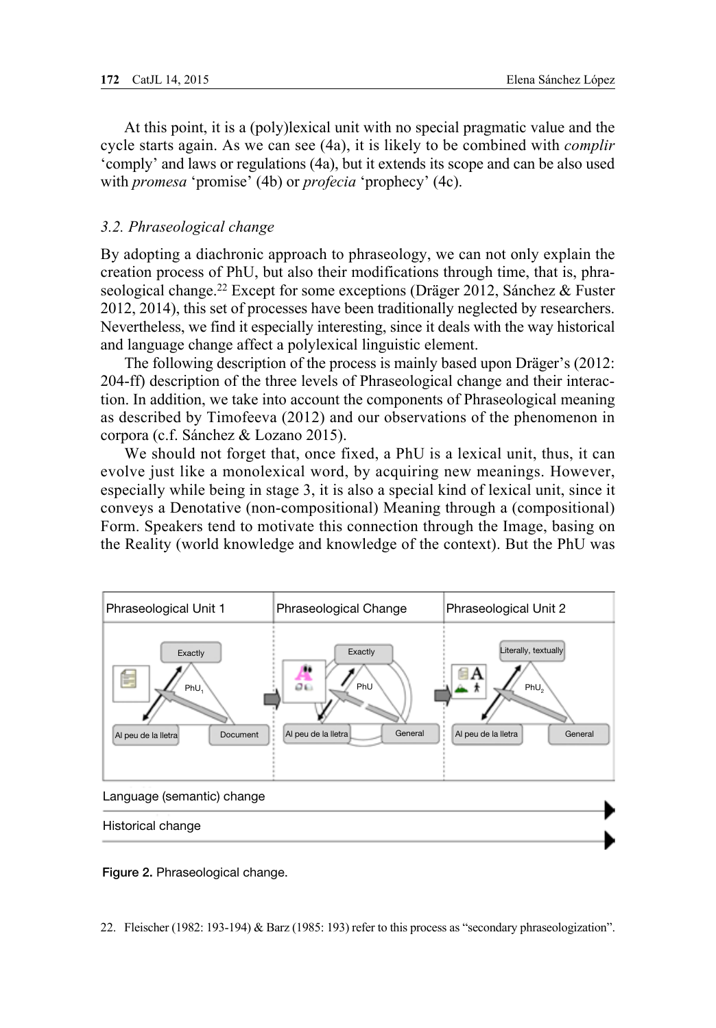At this point, it is a (poly)lexical unit with no special pragmatic value and the cycle starts again. As we can see (4a), it is likely to be combined with *complir* 'comply' and laws or regulations (4a), but it extends its scope and can be also used with *promesa* 'promise' (4b) or *profecia* 'prophecy' (4c).

### *3.2. Phraseological change*

By adopting a diachronic approach to phraseology, we can not only explain the creation process of PhU, but also their modifications through time, that is, phraseological change.[22] Except for some exceptions (Dräger 2012, Sánchez & Fuster 2012, 2014), this set of processes have been traditionally neglected by researchers. Nevertheless, we find it especially interesting, since it deals with the way historical and language change affect a polylexical linguistic element.

The following description of the process is mainly based upon Dräger's (2012: 204-ff) description of the three levels of Phraseological change and their interaction. In addition, we take into account the components of Phraseological meaning as described by Timofeeva (2012) and our observations of the phenomenon in corpora (c.f. Sánchez & Lozano 2015).

We should not forget that, once fixed, a PhU is a lexical unit, thus, it can evolve just like a monolexical word, by acquiring new meanings. However, especially while being in stage 3, it is also a special kind of lexical unit, since it conveys a Denotative (non-compositional) Meaning through a (compositional) Form. Speakers tend to motivate this connection through the Image, basing on the Reality (world knowledge and knowledge of the context). But the PhU was

**Figure 2.** Phraseological change.

22. Fleischer (1982: 193-194) & Barz (1985: 193) refer to this process as "secondary phraseologization".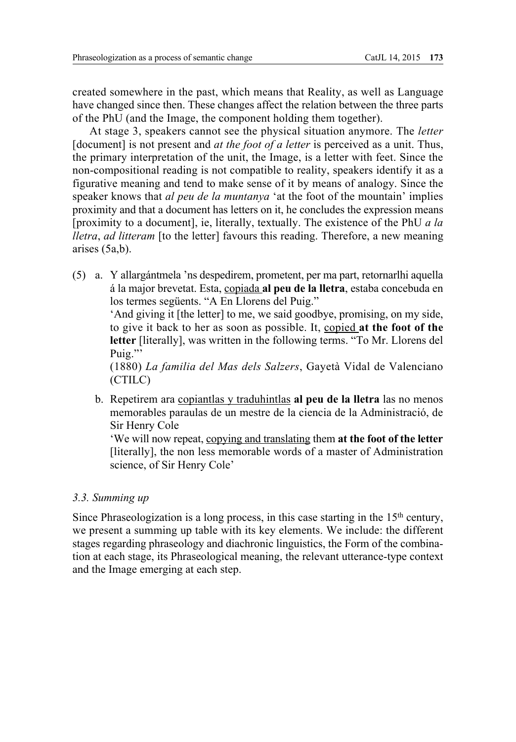created somewhere in the past, which means that Reality, as well as Language have changed since then. These changes affect the relation between the three parts of the PhU (and the Image, the component holding them together).

At stage 3, speakers cannot see the physical situation anymore. The *letter* [document] is not present and *at the foot of a letter* is perceived as a unit. Thus, the primary interpretation of the unit, the Image, is a letter with feet. Since the non-compositional reading is not compatible to reality, speakers identify it as a figurative meaning and tend to make sense of it by means of analogy. Since the speaker knows that *al peu de la muntanya* 'at the foot of the mountain' implies proximity and that a document has letters on it, he concludes the expression means [proximity to a document], ie, literally, textually. The existence of the PhU *a la lletra*, *ad litteram* [to the letter] favours this reading. Therefore, a new meaning arises (5a,b).

(5) a. Y allargántmela 'ns despedirem, prometent, per ma part, retornarlhi aquella á la major brevetat. Esta, <u>copiada</u> **al peu de la lletra**, estaba concebuda en los termes següents. "A En Llorens del Puig."

'And giving it [the letter] to me, we said goodbye, promising, on my side, to give it back to her as soon as possible. It, <u>copied</u> **at the foot of the letter** [literally], was written in the following terms. "To Mr. Llorens del Puig."'

(1880) *La familia del Mas dels Salzers*, Gayetà Vidal de Valenciano (CTILC)

b. Repetirem ara <u>copiantlas y traduhintlas</u> **al peu de la lletra** las no menos memorables paraulas de un mestre de la ciencia de la Administració, de Sir Henry Cole

'We will now repeat, <u>copying and translating</u> them **at the foot of the letter** [literally], the non less memorable words of a master of Administration science, of Sir Henry Cole'

### *3.3. Summing up*

Since Phraseologization is a long process, in this case starting in the 15th century, we present a summing up table with its key elements. We include: the different stages regarding phraseology and diachronic linguistics, the Form of the combination at each stage, its Phraseological meaning, the relevant utterance-type context and the Image emerging at each step.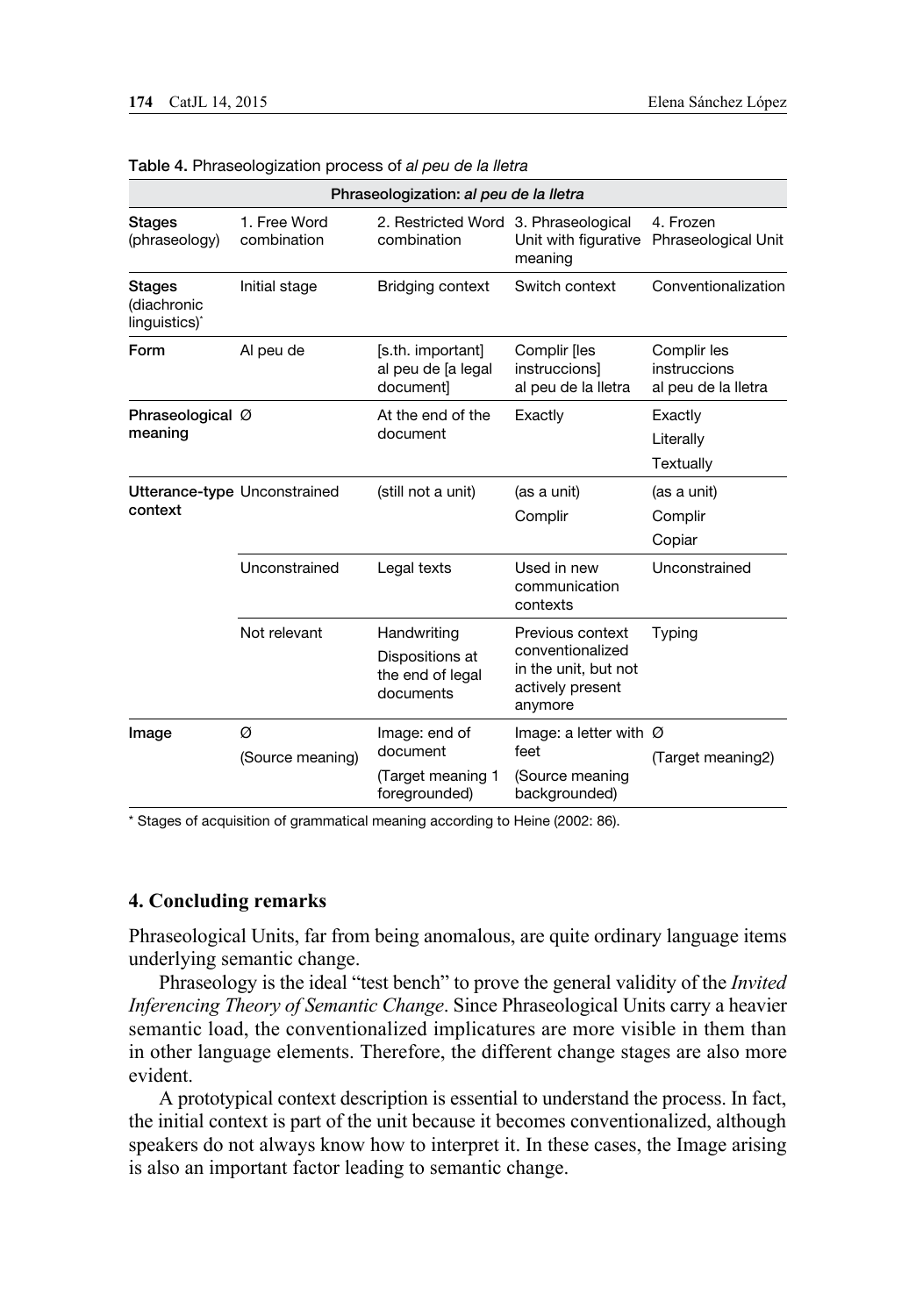Table 4. Phraseologization process of *al peu de la lletra*

| Phraseologization: *al peu de la lletra* | | | | |
|---|---|---|---|---|
| **Stages** (phraseology) | 1. Free Word combination | 2. Restricted Word combination | 3. Phraseological Unit with figurative meaning | 4. Frozen Phraseological Unit |
| **Stages** (diachronic linguistics)* | Initial stage | Bridging context | Switch context | Conventionalization |
| **Form** | Al peu de | [s.th. important] al peu de [a legal document] | Complir [les instruccions] al peu de la lletra | Complir les instruccions al peu de la lletra |
| **Phraseological meaning** | Ø | At the end of the document | Exactly | Exactly<br>Literally<br>Textually |
| **Utterance-type context** | Unconstrained | (still not a unit) | (as a unit)<br>Complir | (as a unit)<br>Complir<br>Copiar |
| | Unconstrained | Legal texts | Used in new communication contexts | Unconstrained |
| | Not relevant | Handwriting<br>Dispositions at the end of legal documents | Previous context conventionalized in the unit, but not actively present anymore | Typing |
| **Image** | Ø<br>(Source meaning) | Image: end of document<br>(Target meaning 1 foregrounded) | Image: a letter with feet<br>(Source meaning backgrounded) | Ø<br>(Target meaning2) |

\* Stages of acquisition of grammatical meaning according to Heine (2002: 86).

## 4. Concluding remarks

Phraseological Units, far from being anomalous, are quite ordinary language items underlying semantic change.

Phraseology is the ideal "test bench" to prove the general validity of the *Invited Inferencing Theory of Semantic Change*. Since Phraseological Units carry a heavier semantic load, the conventionalized implicatures are more visible in them than in other language elements. Therefore, the different change stages are also more evident.

A prototypical context description is essential to understand the process. In fact, the initial context is part of the unit because it becomes conventionalized, although speakers do not always know how to interpret it. In these cases, the Image arising is also an important factor leading to semantic change.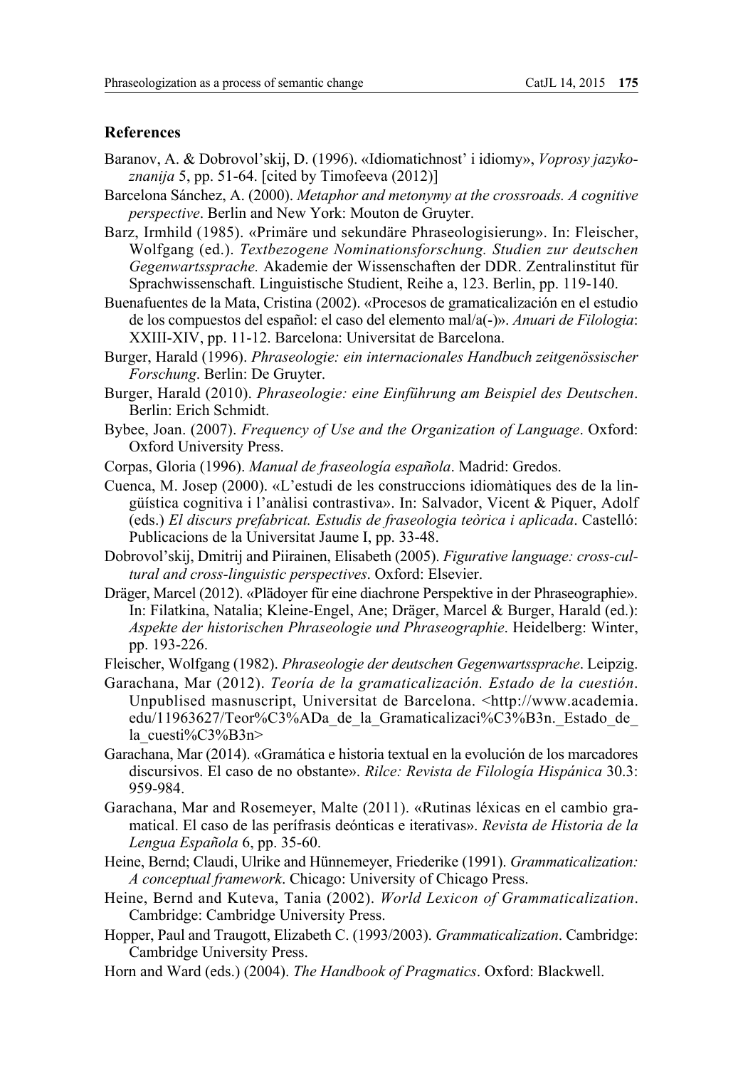## References

Baranov, A. & Dobrovol'skij, D. (1996). «Idiomatichnost' i idiomy», *Voprosy jazykoznanija* 5, pp. 51-64. [cited by Timofeeva (2012)]

Barcelona Sánchez, A. (2000). *Metaphor and metonymy at the crossroads. A cognitive perspective*. Berlin and New York: Mouton de Gruyter.

Barz, Irmhild (1985). «Primäre und sekundäre Phraseologisierung». In: Fleischer, Wolfgang (ed.). *Textbezogene Nominationsforschung. Studien zur deutschen Gegenwartssprache.* Akademie der Wissenschaften der DDR. Zentralinstitut für Sprachwissenschaft. Linguistische Studient, Reihe a, 123. Berlin, pp. 119-140.

Buenafuentes de la Mata, Cristina (2002). «Procesos de gramaticalización en el estudio de los compuestos del español: el caso del elemento mal/a(-)». *Anuari de Filologia*: XXIII-XIV, pp. 11-12. Barcelona: Universitat de Barcelona.

Burger, Harald (1996). *Phraseologie: ein internacionales Handbuch zeitgenössischer Forschung*. Berlin: De Gruyter.

Burger, Harald (2010). *Phraseologie: eine Einführung am Beispiel des Deutschen*. Berlin: Erich Schmidt.

Bybee, Joan. (2007). *Frequency of Use and the Organization of Language*. Oxford: Oxford University Press.

Corpas, Gloria (1996). *Manual de fraseología española*. Madrid: Gredos.

Cuenca, M. Josep (2000). «L'estudi de les construccions idiomàtiques des de la lingüística cognitiva i l'anàlisi contrastiva». In: Salvador, Vicent & Piquer, Adolf (eds.) *El discurs prefabricat. Estudis de fraseologia teòrica i aplicada*. Castelló: Publicacions de la Universitat Jaume I, pp. 33-48.

Dobrovol'skij, Dmitrij and Piirainen, Elisabeth (2005). *Figurative language: cross-cultural and cross-linguistic perspectives*. Oxford: Elsevier.

Dräger, Marcel (2012). «Plädoyer für eine diachrone Perspektive in der Phraseographie». In: Filatkina, Natalia; Kleine-Engel, Ane; Dräger, Marcel & Burger, Harald (ed.): *Aspekte der historischen Phraseologie und Phraseographie*. Heidelberg: Winter, pp. 193-226.

Fleischer, Wolfgang (1982). *Phraseologie der deutschen Gegenwartssprache*. Leipzig.

Garachana, Mar (2012). *Teoría de la gramaticalización. Estado de la cuestión*. Unpublised masnuscript, Universitat de Barcelona. <http://www.academia.edu/11963627/Teor%C3%ADa_de_la_Gramaticalizaci%C3%B3n._Estado_de_la_cuesti%C3%B3n>

Garachana, Mar (2014). «Gramática e historia textual en la evolución de los marcadores discursivos. El caso de no obstante». *Rilce: Revista de Filología Hispánica* 30.3: 959-984.

Garachana, Mar and Rosemeyer, Malte (2011). «Rutinas léxicas en el cambio gramatical. El caso de las perífrasis deónticas e iterativas». *Revista de Historia de la Lengua Española* 6, pp. 35-60.

Heine, Bernd; Claudi, Ulrike and Hünnemeyer, Friederike (1991). *Grammaticalization: A conceptual framework*. Chicago: University of Chicago Press.

Heine, Bernd and Kuteva, Tania (2002). *World Lexicon of Grammaticalization*. Cambridge: Cambridge University Press.

Hopper, Paul and Traugott, Elizabeth C. (1993/2003). *Grammaticalization*. Cambridge: Cambridge University Press.

Horn and Ward (eds.) (2004). *The Handbook of Pragmatics*. Oxford: Blackwell.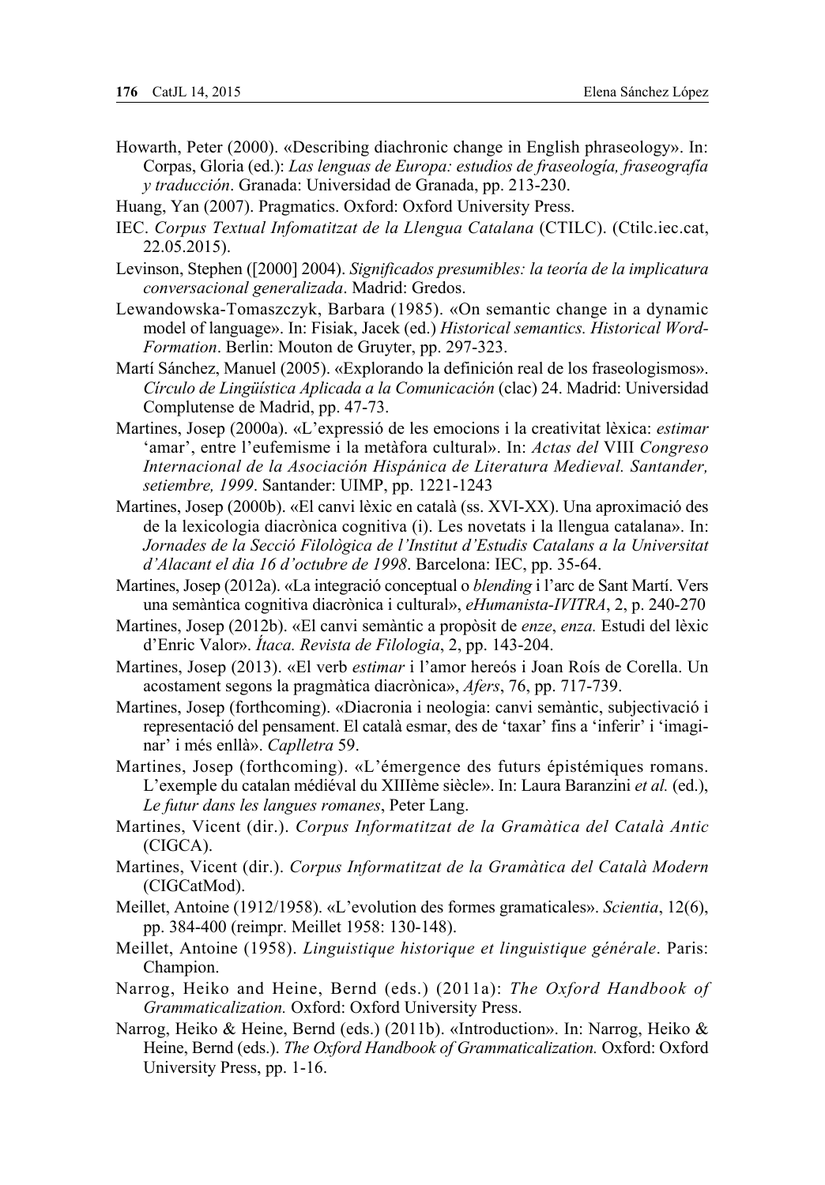Howarth, Peter (2000). «Describing diachronic change in English phraseology». In: Corpas, Gloria (ed.): *Las lenguas de Europa: estudios de fraseología, fraseografía y traducción*. Granada: Universidad de Granada, pp. 213-230.

Huang, Yan (2007). Pragmatics. Oxford: Oxford University Press.

IEC. *Corpus Textual Infomatitzat de la Llengua Catalana* (CTILC). (Ctilc.iec.cat, 22.05.2015).

Levinson, Stephen ([2000] 2004). *Significados presumibles: la teoría de la implicatura conversacional generalizada*. Madrid: Gredos.

Lewandowska-Tomaszczyk, Barbara (1985). «On semantic change in a dynamic model of language». In: Fisiak, Jacek (ed.) *Historical semantics. Historical Word-Formation*. Berlin: Mouton de Gruyter, pp. 297-323.

Martí Sánchez, Manuel (2005). «Explorando la definición real de los fraseologismos». *Círculo de Lingüística Aplicada a la Comunicación* (clac) 24. Madrid: Universidad Complutense de Madrid, pp. 47-73.

Martines, Josep (2000a). «L'expressió de les emocions i la creativitat lèxica: *estimar* 'amar', entre l'eufemisme i la metàfora cultural». In: *Actas del* VIII *Congreso Internacional de la Asociación Hispánica de Literatura Medieval. Santander, setiembre, 1999*. Santander: UIMP, pp. 1221-1243

Martines, Josep (2000b). «El canvi lèxic en català (ss. XVI-XX). Una aproximació des de la lexicologia diacrònica cognitiva (i). Les novetats i la llengua catalana». In: *Jornades de la Secció Filològica de l'Institut d'Estudis Catalans a la Universitat d'Alacant el dia 16 d'octubre de 1998*. Barcelona: IEC, pp. 35-64.

Martines, Josep (2012a). «La integració conceptual o *blending* i l'arc de Sant Martí. Vers una semàntica cognitiva diacrònica i cultural», *eHumanista-IVITRA*, 2, p. 240-270

Martines, Josep (2012b). «El canvi semàntic a propòsit de *enze*, *enza.* Estudi del lèxic d'Enric Valor». *Ítaca. Revista de Filologia*, 2, pp. 143-204.

Martines, Josep (2013). «El verb *estimar* i l'amor hereós i Joan Roís de Corella. Un acostament segons la pragmàtica diacrònica», *Afers*, 76, pp. 717-739.

Martines, Josep (forthcoming). «Diacronia i neologia: canvi semàntic, subjectivació i representació del pensament. El català esmar, des de 'taxar' fins a 'inferir' i 'imaginar' i més enllà». *Caplletra* 59.

Martines, Josep (forthcoming). «L'émergence des futurs épistémiques romans. L'exemple du catalan médiéval du XIIIème siècle». In: Laura Baranzini *et al.* (ed.), *Le futur dans les langues romanes*, Peter Lang.

Martines, Vicent (dir.). *Corpus Informatitzat de la Gramàtica del Català Antic* (CIGCA).

Martines, Vicent (dir.). *Corpus Informatitzat de la Gramàtica del Català Modern* (CIGCatMod).

Meillet, Antoine (1912/1958). «L'evolution des formes gramaticales». *Scientia*, 12(6), pp. 384-400 (reimpr. Meillet 1958: 130-148).

Meillet, Antoine (1958). *Linguistique historique et linguistique générale*. Paris: Champion.

Narrog, Heiko and Heine, Bernd (eds.) (2011a): *The Oxford Handbook of Grammaticalization.* Oxford: Oxford University Press.

Narrog, Heiko & Heine, Bernd (eds.) (2011b). «Introduction». In: Narrog, Heiko & Heine, Bernd (eds.). *The Oxford Handbook of Grammaticalization.* Oxford: Oxford University Press, pp. 1-16.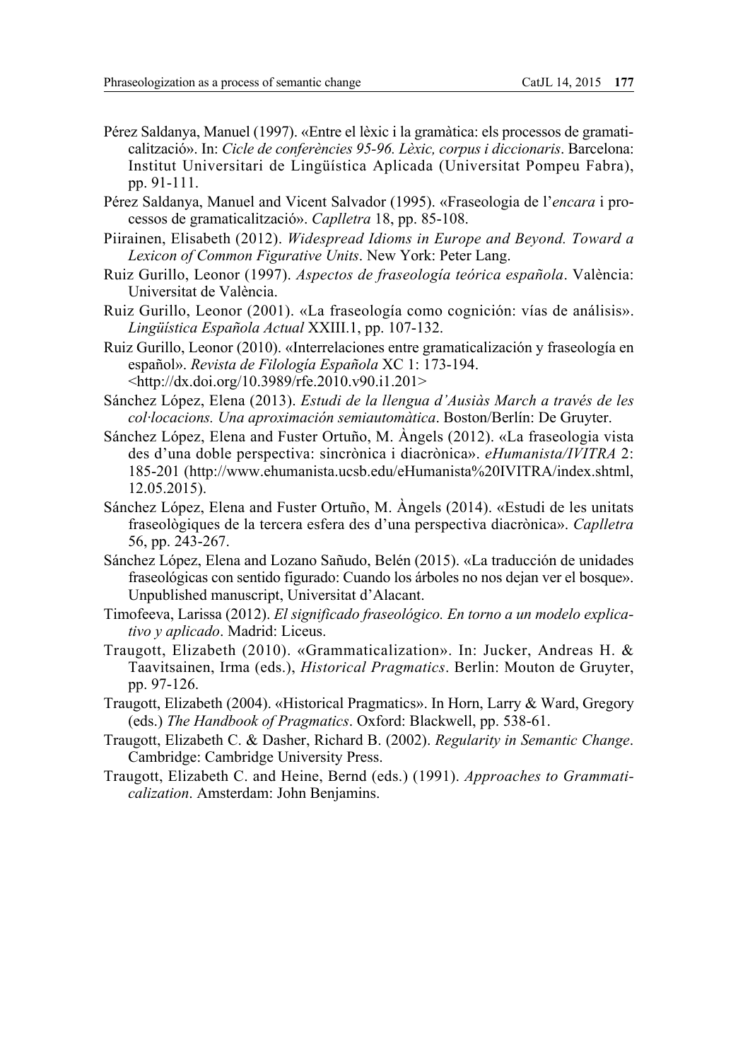Pérez Saldanya, Manuel (1997). «Entre el lèxic i la gramàtica: els processos de gramaticalització». In: *Cicle de conferències 95-96. Lèxic, corpus i diccionaris*. Barcelona: Institut Universitari de Lingüística Aplicada (Universitat Pompeu Fabra), pp. 91-111.

Pérez Saldanya, Manuel and Vicent Salvador (1995). «Fraseologia de l'*encara* i processos de gramaticalització». *Caplletra* 18, pp. 85-108.

Piirainen, Elisabeth (2012). *Widespread Idioms in Europe and Beyond. Toward a Lexicon of Common Figurative Units*. New York: Peter Lang.

Ruiz Gurillo, Leonor (1997). *Aspectos de fraseología teórica española*. València: Universitat de València.

Ruiz Gurillo, Leonor (2001). «La fraseología como cognición: vías de análisis». *Lingüística Española Actual* XXIII.1, pp. 107-132.

Ruiz Gurillo, Leonor (2010). «Interrelaciones entre gramaticalización y fraseología en español». *Revista de Filología Española* XC 1: 173-194. <http://dx.doi.org/10.3989/rfe.2010.v90.i1.201>

Sánchez López, Elena (2013). *Estudi de la llengua d'Ausiàs March a través de les col·locacions. Una aproximación semiautomàtica*. Boston/Berlín: De Gruyter.

Sánchez López, Elena and Fuster Ortuño, M. Àngels (2012). «La fraseologia vista des d'una doble perspectiva: sincrònica i diacrònica». *eHumanista/IVITRA* 2: 185-201 (http://www.ehumanista.ucsb.edu/eHumanista%20IVITRA/index.shtml, 12.05.2015).

Sánchez López, Elena and Fuster Ortuño, M. Àngels (2014). «Estudi de les unitats fraseològiques de la tercera esfera des d'una perspectiva diacrònica». *Caplletra* 56, pp. 243-267.

Sánchez López, Elena and Lozano Sañudo, Belén (2015). «La traducción de unidades fraseológicas con sentido figurado: Cuando los árboles no nos dejan ver el bosque». Unpublished manuscript, Universitat d'Alacant.

Timofeeva, Larissa (2012). *El significado fraseológico. En torno a un modelo explicativo y aplicado*. Madrid: Liceus.

Traugott, Elizabeth (2010). «Grammaticalization». In: Jucker, Andreas H. & Taavitsainen, Irma (eds.), *Historical Pragmatics*. Berlin: Mouton de Gruyter, pp. 97-126.

Traugott, Elizabeth (2004). «Historical Pragmatics». In Horn, Larry & Ward, Gregory (eds.) *The Handbook of Pragmatics*. Oxford: Blackwell, pp. 538-61.

Traugott, Elizabeth C. & Dasher, Richard B. (2002). *Regularity in Semantic Change*. Cambridge: Cambridge University Press.

Traugott, Elizabeth C. and Heine, Bernd (eds.) (1991). *Approaches to Grammaticalization*. Amsterdam: John Benjamins.